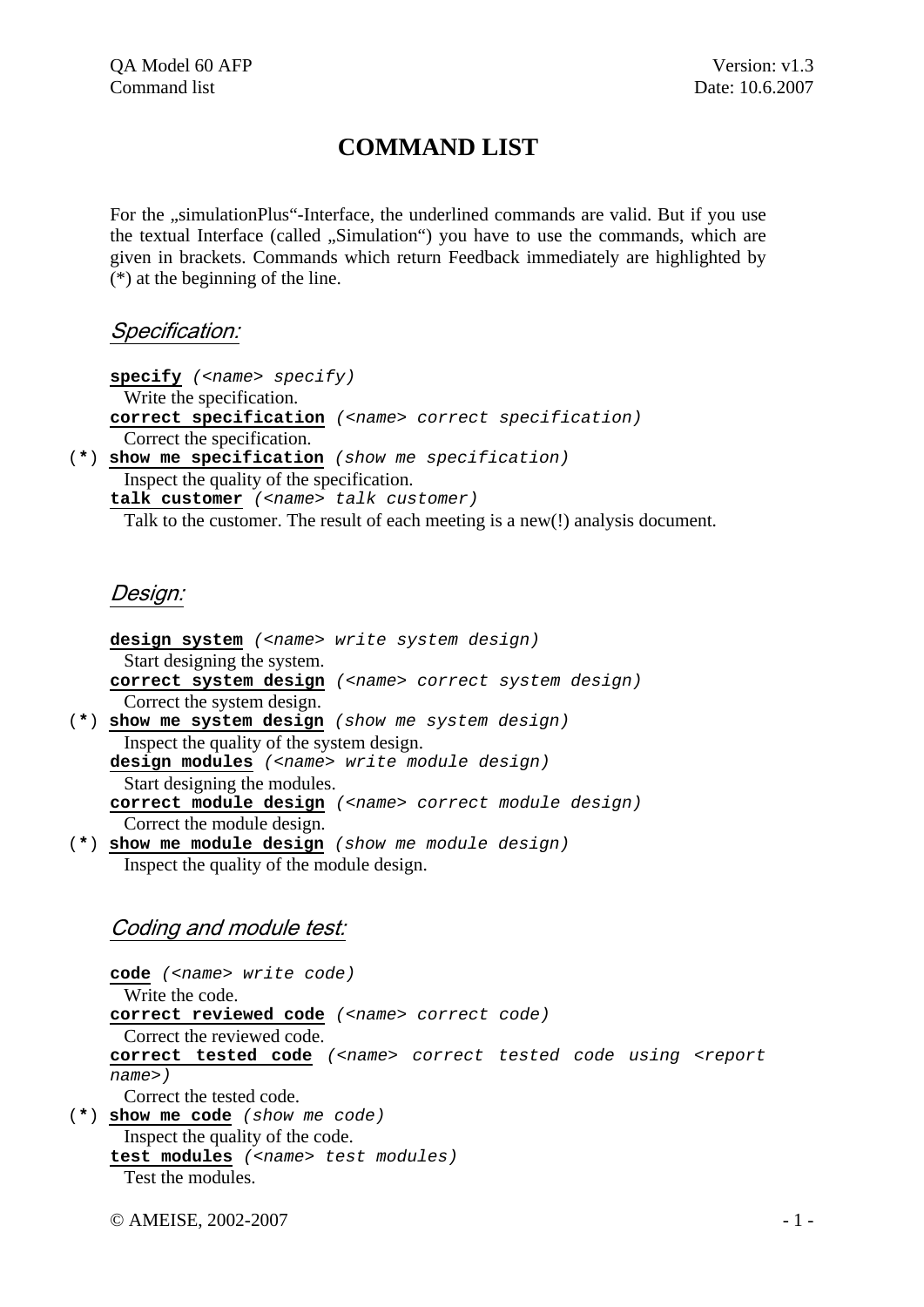# COMMAND LIST

For the „simulationPlus"-Interface, the underlined commands are valid. But if you use the textual Interface (called „Simulation") you have to use the commands, which are given in brackets. Commands which return Feedback immediately are highlighted by (*) at the beginning of the line.

## Specification:

**specify** *(<name> specify)*
Write the specification.

**correct specification** *(<name> correct specification)*
Correct the specification.

(*) **show me specification** *(show me specification)*
Inspect the quality of the specification.

**talk customer** *(<name> talk customer)*
Talk to the customer. The result of each meeting is a new(!) analysis document.

## Design:

**design system** *(<name> write system design)*
Start designing the system.

**correct system design** *(<name> correct system design)*
Correct the system design.

(*) **show me system design** *(show me system design)*
Inspect the quality of the system design.

**design modules** *(<name> write module design)*
Start designing the modules.

**correct module design** *(<name> correct module design)*
Correct the module design.

(*) **show me module design** *(show me module design)*
Inspect the quality of the module design.

## Coding and module test:

**code** *(<name> write code)*
Write the code.

**correct reviewed code** *(<name> correct code)*
Correct the reviewed code.

**correct tested code** *(<name> correct tested code using <report name>)*
Correct the tested code.

(*) **show me code** *(show me code)*
Inspect the quality of the code.

**test modules** *(<name> test modules)*
Test the modules.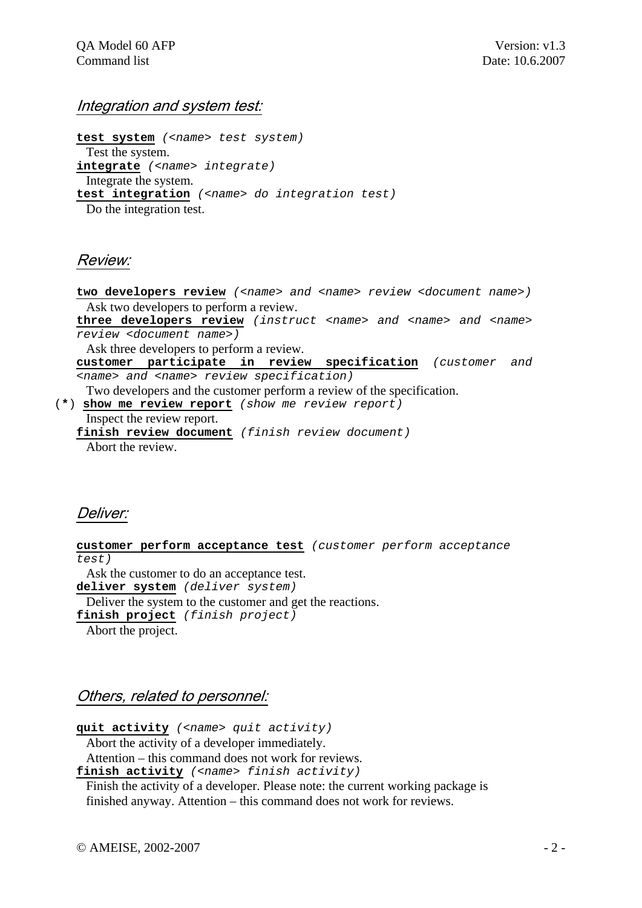## *Integration and system test:*

**test system** *(<name> test system)*
Test the system.

**integrate** *(<name> integrate)*
Integrate the system.

**test integration** *(<name> do integration test)*
Do the integration test.

## *Review:*

**two developers review** *(<name> and <name> review <document name>)*
Ask two developers to perform a review.

**three developers review** *(instruct <name> and <name> and <name> review <document name>)*
Ask three developers to perform a review.

**customer participate in review specification** *(customer and <name> and <name> review specification)*
Two developers and the customer perform a review of the specification.

(*) **show me review report** *(show me review report)*
Inspect the review report.

**finish review document** *(finish review document)*
Abort the review.

## *Deliver:*

**customer perform acceptance test** *(customer perform acceptance test)*
Ask the customer to do an acceptance test.

**deliver system** *(deliver system)*
Deliver the system to the customer and get the reactions.

**finish project** *(finish project)*
Abort the project.

## *Others, related to personnel:*

**quit activity** *(<name> quit activity)*
Abort the activity of a developer immediately.
Attention – this command does not work for reviews.

**finish activity** *(<name> finish activity)*
Finish the activity of a developer. Please note: the current working package is finished anyway. Attention – this command does not work for reviews.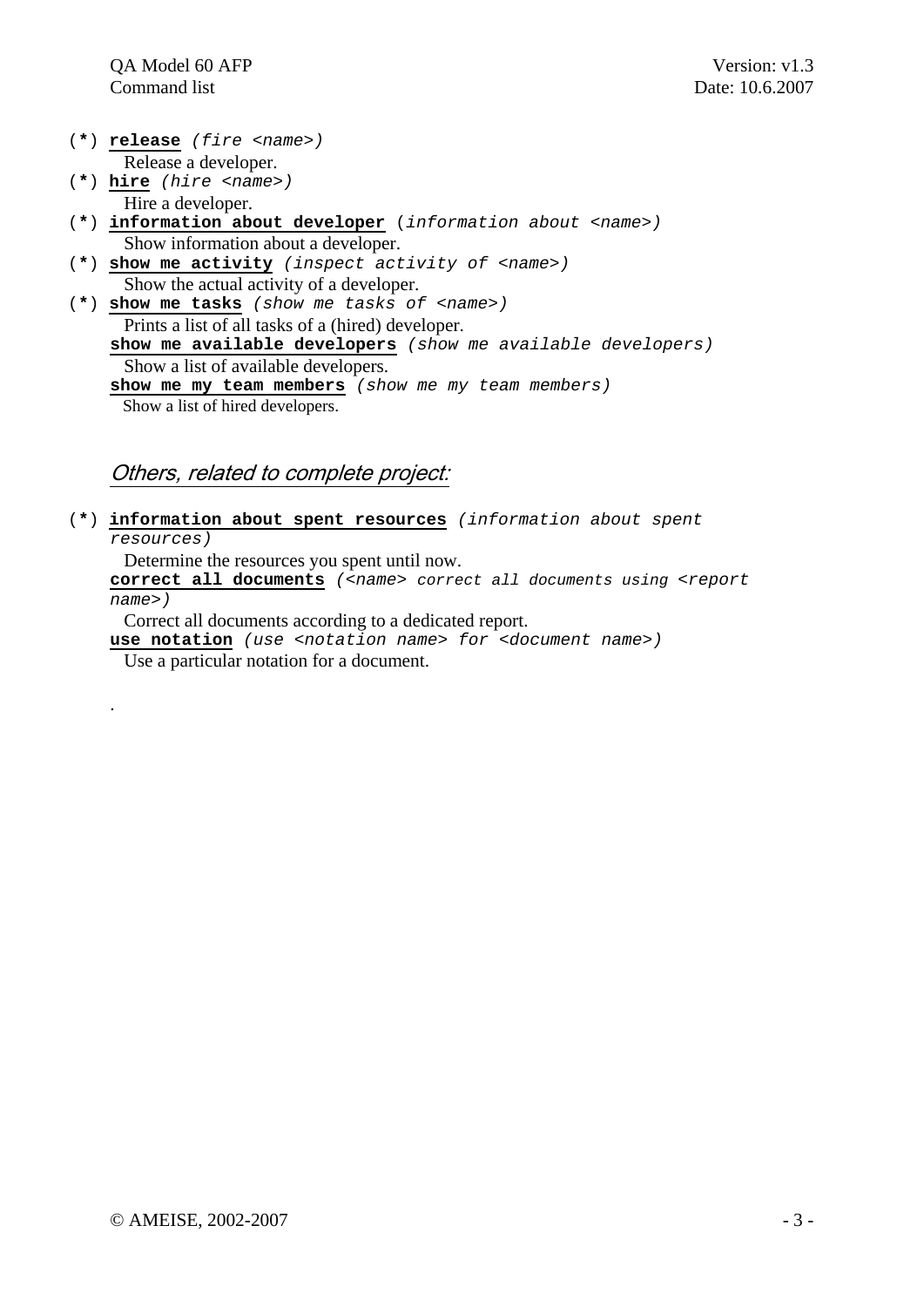(*) **release** *(fire <name>)*
Release a developer.

(*) **hire** *(hire <name>)*
Hire a developer.

(*) **information about developer** (*information about <name>)*
Show information about a developer.

(*) **show me activity** *(inspect activity of <name>)*
Show the actual activity of a developer.

(*) **show me tasks** *(show me tasks of <name>)*
Prints a list of all tasks of a (hired) developer.

**show me available developers** *(show me available developers)*
Show a list of available developers.

**show me my team members** *(show me my team members)*
Show a list of hired developers.

## *Others, related to complete project:*

(*) **information about spent resources** *(information about spent resources)*
Determine the resources you spent until now.

**correct all documents** *(<name> correct all documents using <report name>)*
Correct all documents according to a dedicated report.

**use notation** *(use <notation name> for <document name>)*
Use a particular notation for a document.

.